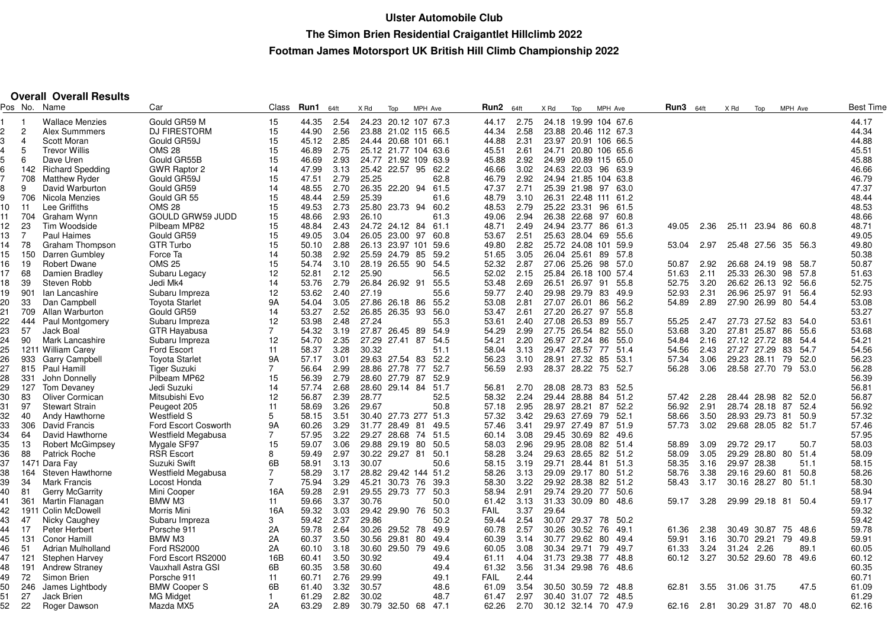# Ulster Automobile Club

## The Simon Brien Residential Craigantlet Hillclimb 2022

## Footman James Motorsport UK British Hill Climb Championship 2022

### Overall Overall Results

| Pos | No. | Name | Car | Class | Run1 | 64ft | X Rd | Top | MPH | Ave | Run2 | 64ft | X Rd | Top | MPH | Ave | Run3 | 64ft | X Rd | Top | MPH | Ave | Best Time |
|---|---|---|---|---|---|---|---|---|---|---|---|---|---|---|---|---|---|---|---|---|---|---|---|
| 1 | 1 | Wallace Menzies | Gould GR59 M | 15 | 44.35 | 2.54 | 24.23 | 20.12 | 107 | 67.3 | 44.17 | 2.75 | 24.18 | 19.99 | 104 | 67.6 | | | | | | | 44.17 |
| 2 | 2 | Alex Summmers | DJ FIRESTORM | 15 | 44.90 | 2.56 | 23.88 | 21.02 | 115 | 66.5 | 44.34 | 2.58 | 23.88 | 20.46 | 112 | 67.3 | | | | | | | 44.34 |
| 3 | 4 | Scott Moran | Gould GR59J | 15 | 45.12 | 2.85 | 24.44 | 20.68 | 101 | 66.1 | 44.88 | 2.31 | 23.97 | 20.91 | 106 | 66.5 | | | | | | | 44.88 |
| 4 | 5 | Trevor Willis | OMS 28 | 15 | 46.89 | 2.75 | 25.12 | 21.77 | 104 | 63.6 | 45.51 | 2.61 | 24.71 | 20.80 | 106 | 65.6 | | | | | | | 45.51 |
| 5 | 6 | Dave Uren | Gould GR55B | 15 | 46.69 | 2.93 | 24.77 | 21.92 | 109 | 63.9 | 45.88 | 2.92 | 24.99 | 20.89 | 115 | 65.0 | | | | | | | 45.88 |
| 6 | 142 | Richard Spedding | GWR Raptor 2 | 14 | 47.99 | 3.13 | 25.42 | 22.57 | 95 | 62.2 | 46.66 | 3.02 | 24.63 | 22.03 | 96 | 63.9 | | | | | | | 46.66 |
| 7 | 708 | Matthew Ryder | Gould GR59J | 15 | 47.51 | 2.79 | 25.25 | | | 62.8 | 46.79 | 2.92 | 24.94 | 21.85 | 104 | 63.8 | | | | | | | 46.79 |
| 8 | 9 | David Warburton | Gould GR59 | 14 | 48.55 | 2.70 | 26.35 | 22.20 | 94 | 61.5 | 47.37 | 2.71 | 25.39 | 21.98 | 97 | 63.0 | | | | | | | 47.37 |
| 9 | 706 | Nicola Menzies | Gould GR 55 | 15 | 48.44 | 2.59 | 25.39 | | | 61.6 | 48.79 | 3.10 | 26.31 | 22.48 | 111 | 61.2 | | | | | | | 48.44 |
| 10 | 11 | Lee Griffiths | OMS 28 | 15 | 49.53 | 2.73 | 25.80 | 23.73 | 94 | 60.2 | 48.53 | 2.79 | 25.22 | 23.31 | 96 | 61.5 | | | | | | | 48.53 |
| 11 | 704 | Graham Wynn | GOULD GRW59 JUDD | 15 | 48.66 | 2.93 | 26.10 | | | 61.3 | 49.06 | 2.94 | 26.38 | 22.68 | 97 | 60.8 | | | | | | | 48.66 |
| 12 | 23 | Tim Woodside | Pilbeam MP82 | 15 | 48.84 | 2.43 | 24.72 | 24.12 | 84 | 61.1 | 48.71 | 2.49 | 24.94 | 23.77 | 86 | 61.3 | 49.05 | 2.36 | 25.11 | 23.94 | 86 | 60.8 | 48.71 |
| 13 | 7 | Paul Haimes | Gould GR59 | 15 | 49.05 | 3.04 | 26.05 | 23.00 | 97 | 60.8 | 53.67 | 2.51 | 25.63 | 28.04 | 69 | 55.6 | | | | | | | 49.05 |
| 14 | 78 | Graham Thompson | GTR Turbo | 15 | 50.10 | 2.88 | 26.13 | 23.97 | 101 | 59.6 | 49.80 | 2.82 | 25.72 | 24.08 | 101 | 59.9 | 53.04 | 2.97 | 25.48 | 27.56 | 35 | 56.3 | 49.80 |
| 15 | 150 | Darren Gumbley | Force Ta | 14 | 50.38 | 2.92 | 25.59 | 24.79 | 85 | 59.2 | 51.65 | 3.05 | 26.04 | 25.61 | 89 | 57.8 | | | | | | | 50.38 |
| 16 | 19 | Robert Dwane | OMS 25 | 15 | 54.74 | 3.10 | 28.19 | 26.55 | 90 | 54.5 | 52.32 | 2.87 | 27.06 | 25.26 | 98 | 57.0 | 50.87 | 2.92 | 26.68 | 24.19 | 98 | 58.7 | 50.87 |
| 17 | 68 | Damien Bradley | Subaru Legacy | 12 | 52.81 | 2.12 | 25.90 | | | 56.5 | 52.02 | 2.15 | 25.84 | 26.18 | 100 | 57.4 | 51.63 | 2.11 | 25.33 | 26.30 | 98 | 57.8 | 51.63 |
| 18 | 39 | Steven Robb | Jedi Mk4 | 14 | 53.76 | 2.79 | 26.84 | 26.92 | 91 | 55.5 | 53.48 | 2.69 | 26.51 | 26.97 | 91 | 55.8 | 52.75 | 3.20 | 26.62 | 26.13 | 92 | 56.6 | 52.75 |
| 19 | 901 | Ian Lancashire | Subaru Impreza | 12 | 53.62 | 2.40 | 27.19 | | | 55.6 | 59.77 | 2.40 | 29.98 | 29.79 | 83 | 49.9 | 52.93 | 2.31 | 26.96 | 25.97 | 91 | 56.4 | 52.93 |
| 20 | 33 | Dan Campbell | Toyota Starlet | 9A | 54.04 | 3.05 | 27.86 | 26.18 | 86 | 55.2 | 53.08 | 2.81 | 27.07 | 26.01 | 86 | 56.2 | 54.89 | 2.89 | 27.90 | 26.99 | 80 | 54.4 | 53.08 |
| 21 | 709 | Allan Warburton | Gould GR59 | 14 | 53.27 | 2.52 | 26.85 | 26.35 | 93 | 56.0 | 53.47 | 2.61 | 27.20 | 26.27 | 97 | 55.8 | | | | | | | 53.27 |
| 22 | 444 | Paul Montgomery | Subaru Impreza | 12 | 53.98 | 2.48 | 27.24 | | | 55.3 | 53.61 | 2.40 | 27.08 | 26.53 | 89 | 55.7 | 55.25 | 2.47 | 27.73 | 27.52 | 83 | 54.0 | 53.61 |
| 23 | 57 | Jack Boal | GTR Hayabusa | 7 | 54.32 | 3.19 | 27.87 | 26.45 | 89 | 54.9 | 54.29 | 2.99 | 27.75 | 26.54 | 82 | 55.0 | 53.68 | 3.20 | 27.81 | 25.87 | 86 | 55.6 | 53.68 |
| 24 | 90 | Mark Lancashire | Subaru Impreza | 12 | 54.70 | 2.35 | 27.29 | 27.41 | 87 | 54.5 | 54.21 | 2.20 | 26.97 | 27.24 | 86 | 55.0 | 54.84 | 2.16 | 27.12 | 27.72 | 88 | 54.4 | 54.21 |
| 25 | 1211 | William Carey | Ford Escort | 11 | 58.37 | 3.28 | 30.32 | | | 51.1 | 58.04 | 3.13 | 29.47 | 28.57 | 77 | 51.4 | 54.56 | 2.43 | 27.27 | 27.29 | 83 | 54.7 | 54.56 |
| 26 | 933 | Garry Campbell | Toyota Starlet | 9A | 57.17 | 3.01 | 29.63 | 27.54 | 83 | 52.2 | 56.23 | 3.10 | 28.91 | 27.32 | 85 | 53.1 | 57.34 | 3.06 | 29.23 | 28.11 | 79 | 52.0 | 56.23 |
| 27 | 815 | Paul Hamill | Tiger Suzuki | 7 | 56.64 | 2.99 | 28.86 | 27.78 | 77 | 52.7 | 56.59 | 2.93 | 28.37 | 28.22 | 75 | 52.7 | 56.28 | 3.06 | 28.58 | 27.70 | 79 | 53.0 | 56.28 |
| 28 | 331 | John Donnelly | Pilbeam MP62 | 15 | 56.39 | 2.79 | 28.60 | 27.79 | 87 | 52.9 | | | | | | | | | | | | | 56.39 |
| 29 | 127 | Tom Devaney | Jedi Suzuki | 14 | 57.74 | 2.68 | 28.60 | 29.14 | 84 | 51.7 | 56.81 | 2.70 | 28.08 | 28.73 | 83 | 52.5 | | | | | | | 56.81 |
| 30 | 83 | Oliver Cormican | Mitsubishi Evo | 12 | 56.87 | 2.39 | 28.77 | | | 52.5 | 58.32 | 2.24 | 29.44 | 28.88 | 84 | 51.2 | 57.42 | 2.28 | 28.44 | 28.98 | 82 | 52.0 | 56.87 |
| 31 | 97 | Stewart Strain | Peugeot 205 | 11 | 58.69 | 3.26 | 29.67 | | | 50.8 | 57.18 | 2.95 | 28.97 | 28.21 | 87 | 52.2 | 56.92 | 2.91 | 28.74 | 28.18 | 87 | 52.4 | 56.92 |
| 32 | 40 | Andy Hawthorne | Westfield S | 5 | 58.15 | 3.51 | 30.40 | 27.73 | 277 | 51.3 | 57.32 | 3.42 | 29.63 | 27.69 | 79 | 52.1 | 58.66 | 3.50 | 28.93 | 29.73 | 81 | 50.9 | 57.32 |
| 33 | 306 | David Francis | Ford Escort Cosworth | 9A | 60.26 | 3.29 | 31.77 | 28.49 | 81 | 49.5 | 57.46 | 3.41 | 29.97 | 27.49 | 87 | 51.9 | 57.73 | 3.02 | 29.68 | 28.05 | 82 | 51.7 | 57.46 |
| 34 | 64 | David Hawthorne | Westfield Megabusa | 7 | 57.95 | 3.22 | 29.27 | 28.68 | 74 | 51.5 | 60.14 | 3.08 | 29.45 | 30.69 | 82 | 49.6 | | | | | | | 57.95 |
| 35 | 13 | Robert McGimpsey | Mygale SF97 | 15 | 59.07 | 3.06 | 29.88 | 29.19 | 80 | 50.5 | 58.03 | 2.96 | 29.95 | 28.08 | 82 | 51.4 | 58.89 | 3.09 | 29.72 | 29.17 | | 50.7 | 58.03 |
| 36 | 88 | Patrick Roche | RSR Escort | 8 | 59.49 | 2.97 | 30.22 | 29.27 | 81 | 50.1 | 58.28 | 3.24 | 29.63 | 28.65 | 82 | 51.2 | 58.09 | 3.05 | 29.29 | 28.80 | 80 | 51.4 | 58.09 |
| 37 | 1471 | Dara Fay | Suzuki Swift | 6B | 58.91 | 3.13 | 30.07 | | | 50.6 | 58.15 | 3.19 | 29.71 | 28.44 | 81 | 51.3 | 58.35 | 3.16 | 29.97 | 28.38 | | 51.1 | 58.15 |
| 38 | 164 | Steven Hawthorne | Westfield Megabusa | 7 | 58.29 | 3.17 | 28.82 | 29.42 | 144 | 51.2 | 58.26 | 3.13 | 29.09 | 29.17 | 80 | 51.2 | 58.76 | 3.38 | 29.16 | 29.60 | 81 | 50.8 | 58.26 |
| 39 | 34 | Mark Francis | Locost Honda | 7 | 75.94 | 3.29 | 45.21 | 30.73 | 76 | 39.3 | 58.30 | 3.22 | 29.92 | 28.38 | 82 | 51.2 | 58.43 | 3.17 | 30.16 | 28.27 | 80 | 51.1 | 58.30 |
| 40 | 81 | Gerry McGarrity | Mini Cooper | 16A | 59.28 | 2.91 | 29.55 | 29.73 | 77 | 50.3 | 58.94 | 2.91 | 29.74 | 29.20 | 77 | 50.6 | | | | | | | 58.94 |
| 41 | 361 | Martin Flanagan | BMW M3 | 11 | 59.66 | 3.37 | 30.76 | | | 50.0 | 61.42 | 3.13 | 31.33 | 30.09 | 80 | 48.6 | 59.17 | 3.28 | 29.99 | 29.18 | 81 | 50.4 | 59.17 |
| 42 | 1911 | Colin McDowell | Morris Mini | 16A | 59.32 | 3.03 | 29.42 | 29.90 | 76 | 50.3 | FAIL | 3.37 | 29.64 | | | | | | | | | | 59.32 |
| 43 | 47 | Nicky Caughey | Subaru Impreza | 3 | 59.42 | 2.37 | 29.86 | | | 50.2 | 59.44 | 2.54 | 30.07 | 29.37 | 78 | 50.2 | | | | | | | 59.42 |
| 44 | 17 | Peter Herbert | Porsche 911 | 2A | 59.78 | 2.64 | 30.26 | 29.52 | 78 | 49.9 | 60.78 | 2.57 | 30.26 | 30.52 | 76 | 49.1 | 61.36 | 2.38 | 30.49 | 30.87 | 75 | 48.6 | 59.78 |
| 45 | 131 | Conor Hamill | BMW M3 | 2A | 60.37 | 3.50 | 30.56 | 29.81 | 80 | 49.4 | 60.39 | 3.14 | 30.77 | 29.62 | 80 | 49.4 | 59.91 | 3.16 | 30.70 | 29.21 | 79 | 49.8 | 59.91 |
| 46 | 51 | Adrian Mulholland | Ford RS2000 | 2A | 60.10 | 3.18 | 30.60 | 29.50 | 79 | 49.6 | 60.05 | 3.08 | 30.34 | 29.71 | 79 | 49.7 | 61.33 | 3.24 | 31.24 | 2.26 | | 89.1 | 60.05 |
| 47 | 121 | Stephen Harvey | Ford Escort RS2000 | 16B | 60.41 | 3.50 | 30.92 | | | 49.4 | 61.11 | 4.04 | 31.73 | 29.38 | 77 | 48.8 | 60.12 | 3.27 | 30.52 | 29.60 | 78 | 49.6 | 60.12 |
| 48 | 191 | Andrew Straney | Vauxhall Astra GSI | 6B | 60.35 | 3.58 | 30.60 | | | 49.4 | 61.32 | 3.56 | 31.34 | 29.98 | 76 | 48.6 | | | | | | | 60.35 |
| 49 | 72 | Simon Brien | Porsche 911 | 11 | 60.71 | 2.76 | 29.99 | | | 49.1 | FAIL | 2.44 | | | | | | | | | | | 60.71 |
| 50 | 246 | James Lightbody | BMW Cooper S | 6B | 61.40 | 3.32 | 30.57 | | | 48.6 | 61.09 | 3.54 | 30.50 | 30.59 | 72 | 48.8 | 62.81 | 3.55 | 31.06 | 31.75 | | 47.5 | 61.09 |
| 51 | 27 | Jack Brien | MG Midget | 1 | 61.29 | 2.82 | 30.02 | | | 48.7 | 61.47 | 2.97 | 30.40 | 31.07 | 72 | 48.5 | | | | | | | 61.29 |
| 52 | 22 | Roger Dawson | Mazda MX5 | 2A | 63.29 | 2.89 | 30.79 | 32.50 | 68 | 47.1 | 62.26 | 2.70 | 30.12 | 32.14 | 70 | 47.9 | 62.16 | 2.81 | 30.29 | 31.87 | 70 | 48.0 | 62.16 |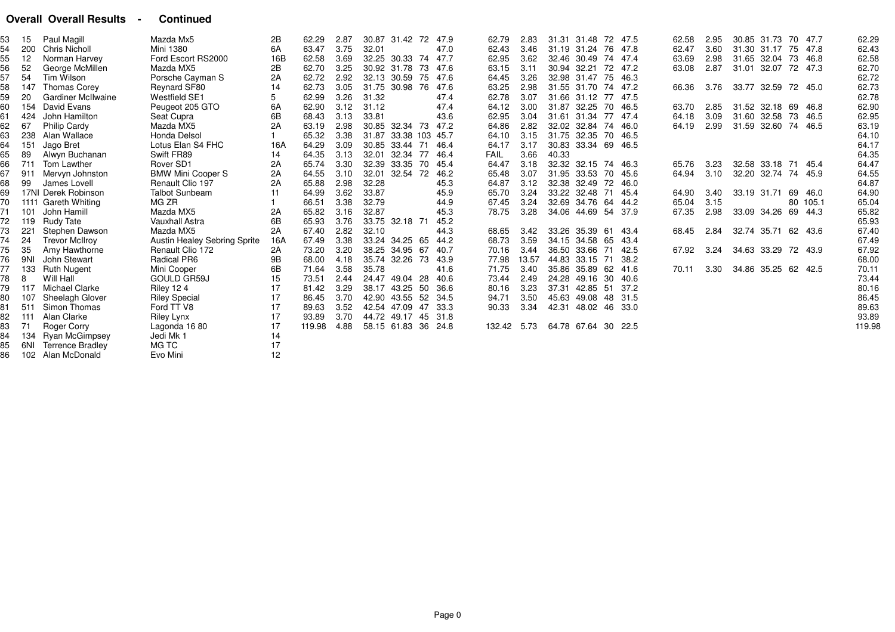**Overall Overall Results - Continued**

| Pos | No | Driver | Car | Class | Run1 | | | | | | Run2 | | | | | | Run3 | | | | | | Best |
|---|---|---|---|---|---|---|---|---|---|---|---|---|---|---|---|---|---|---|---|---|---|---|---|
| 53 | 15 | Paul Magill | Mazda Mx5 | 2B | 62.29 | 2.87 | 30.87 | 31.42 | 72 | 47.9 | 62.79 | 2.83 | 31.31 | 31.48 | 72 | 47.5 | 62.58 | 2.95 | 30.85 | 31.73 | 70 | 47.7 | 62.29 |
| 54 | 200 | Chris Nicholl | Mini 1380 | 6A | 63.47 | 3.75 | 32.01 | | | 47.0 | 62.43 | 3.46 | 31.19 | 31.24 | 76 | 47.8 | 62.47 | 3.60 | 31.30 | 31.17 | 75 | 47.8 | 62.43 |
| 55 | 12 | Norman Harvey | Ford Escort RS2000 | 16B | 62.58 | 3.69 | 32.25 | 30.33 | 74 | 47.7 | 62.95 | 3.62 | 32.46 | 30.49 | 74 | 47.4 | 63.69 | 2.98 | 31.65 | 32.04 | 73 | 46.8 | 62.58 |
| 56 | 52 | George McMillen | Mazda MX5 | 2B | 62.70 | 3.25 | 30.92 | 31.78 | 73 | 47.6 | 63.15 | 3.11 | 30.94 | 32.21 | 72 | 47.2 | 63.08 | 2.87 | 31.01 | 32.07 | 72 | 47.3 | 62.70 |
| 57 | 54 | Tim Wilson | Porsche Cayman S | 2A | 62.72 | 2.92 | 32.13 | 30.59 | 75 | 47.6 | 64.45 | 3.26 | 32.98 | 31.47 | 75 | 46.3 | | | | | | | 62.72 |
| 58 | 147 | Thomas Corey | Reynard SF80 | 14 | 62.73 | 3.05 | 31.75 | 30.98 | 76 | 47.6 | 63.25 | 2.98 | 31.55 | 31.70 | 74 | 47.2 | 66.36 | 3.76 | 33.77 | 32.59 | 72 | 45.0 | 62.73 |
| 59 | 20 | Gardiner McIlwaine | Westfield SE1 | 5 | 62.99 | 3.26 | 31.32 | | | 47.4 | 62.78 | 3.07 | 31.66 | 31.12 | 77 | 47.5 | | | | | | | 62.78 |
| 60 | 154 | David Evans | Peugeot 205 GTO | 6A | 62.90 | 3.12 | 31.12 | | | 47.4 | 64.12 | 3.00 | 31.87 | 32.25 | 70 | 46.5 | 63.70 | 2.85 | 31.52 | 32.18 | 69 | 46.8 | 62.90 |
| 61 | 424 | John Hamilton | Seat Cupra | 6B | 68.43 | 3.13 | 33.81 | | | 43.6 | 62.95 | 3.04 | 31.61 | 31.34 | 77 | 47.4 | 64.18 | 3.09 | 31.60 | 32.58 | 73 | 46.5 | 62.95 |
| 62 | 67 | Philip Cardy | Mazda MX5 | 2A | 63.19 | 2.98 | 30.85 | 32.34 | 73 | 47.2 | 64.86 | 2.82 | 32.02 | 32.84 | 74 | 46.0 | 64.19 | 2.99 | 31.59 | 32.60 | 74 | 46.5 | 63.19 |
| 63 | 238 | Alan Wallace | Honda Delsol | 1 | 65.32 | 3.38 | 31.87 | 33.38 | 103 | 45.7 | 64.10 | 3.15 | 31.75 | 32.35 | 70 | 46.5 | | | | | | | 64.10 |
| 64 | 151 | Jago Bret | Lotus Elan S4 FHC | 16A | 64.29 | 3.09 | 30.85 | 33.44 | 71 | 46.4 | 64.17 | 3.17 | 30.83 | 33.34 | 69 | 46.5 | | | | | | | 64.17 |
| 65 | 89 | Alwyn Buchanan | Swift FR89 | 14 | 64.35 | 3.13 | 32.01 | 32.34 | 77 | 46.4 | FAIL | 3.66 | 40.33 | | | | | | | | | | 64.35 |
| 66 | 711 | Tom Lawther | Rover SD1 | 2A | 65.74 | 3.30 | 32.39 | 33.35 | 70 | 45.4 | 64.47 | 3.18 | 32.32 | 32.15 | 74 | 46.3 | 65.76 | 3.23 | 32.58 | 33.18 | 71 | 45.4 | 64.47 |
| 67 | 911 | Mervyn Johnston | BMW Mini Cooper S | 2A | 64.55 | 3.10 | 32.01 | 32.54 | 72 | 46.2 | 65.48 | 3.07 | 31.95 | 33.53 | 70 | 45.6 | 64.94 | 3.10 | 32.20 | 32.74 | 74 | 45.9 | 64.55 |
| 68 | 99 | James Lovell | Renault Clio 197 | 2A | 65.88 | 2.98 | 32.28 | | | 45.3 | 64.87 | 3.12 | 32.38 | 32.49 | 72 | 46.0 | | | | | | | 64.87 |
| 69 | 17NI | Derek Robinson | Talbot Sunbeam | 11 | 64.99 | 3.62 | 33.87 | | | 45.9 | 65.70 | 3.24 | 33.22 | 32.48 | 71 | 45.4 | 64.90 | 3.40 | 33.19 | 31.71 | 69 | 46.0 | 64.90 |
| 70 | 1111 | Gareth Whiting | MG ZR | 1 | 66.51 | 3.38 | 32.79 | | | 44.9 | 67.45 | 3.24 | 32.69 | 34.76 | 64 | 44.2 | 65.04 | 3.15 | | | 80 | 105.1 | 65.04 |
| 71 | 101 | John Hamill | Mazda MX5 | 2A | 65.82 | 3.16 | 32.87 | | | 45.3 | 78.75 | 3.28 | 34.06 | 44.69 | 54 | 37.9 | 67.35 | 2.98 | 33.09 | 34.26 | 69 | 44.3 | 65.82 |
| 72 | 119 | Rudy Tate | Vauxhall Astra | 6B | 65.93 | 3.76 | 33.75 | 32.18 | 71 | 45.2 | | | | | | | | | | | | | 65.93 |
| 73 | 221 | Stephen Dawson | Mazda MX5 | 2A | 67.40 | 2.82 | 32.10 | | | 44.3 | 68.65 | 3.42 | 33.26 | 35.39 | 61 | 43.4 | 68.45 | 2.84 | 32.74 | 35.71 | 62 | 43.6 | 67.40 |
| 74 | 24 | Trevor McIlroy | Austin Healey Sebring Sprite | 16A | 67.49 | 3.38 | 33.24 | 34.25 | 65 | 44.2 | 68.73 | 3.59 | 34.15 | 34.58 | 65 | 43.4 | | | | | | | 67.49 |
| 75 | 35 | Amy Hawthorne | Renault Clio 172 | 2A | 73.20 | 3.20 | 38.25 | 34.95 | 67 | 40.7 | 70.16 | 3.44 | 36.50 | 33.66 | 71 | 42.5 | 67.92 | 3.24 | 34.63 | 33.29 | 72 | 43.9 | 67.92 |
| 76 | 9NI | John Stewart | Radical PR6 | 9B | 68.00 | 4.18 | 35.74 | 32.26 | 73 | 43.9 | 77.98 | 13.57 | 44.83 | 33.15 | 71 | 38.2 | | | | | | | 68.00 |
| 77 | 133 | Ruth Nugent | Mini Cooper | 6B | 71.64 | 3.58 | 35.78 | | | 41.6 | 71.75 | 3.40 | 35.86 | 35.89 | 62 | 41.6 | 70.11 | 3.30 | 34.86 | 35.25 | 62 | 42.5 | 70.11 |
| 78 | 8 | Will Hall | GOULD GR59J | 15 | 73.51 | 2.44 | 24.47 | 49.04 | 28 | 40.6 | 73.44 | 2.49 | 24.28 | 49.16 | 30 | 40.6 | | | | | | | 73.44 |
| 79 | 117 | Michael Clarke | Riley 12 4 | 17 | 81.42 | 3.29 | 38.17 | 43.25 | 50 | 36.6 | 80.16 | 3.23 | 37.31 | 42.85 | 51 | 37.2 | | | | | | | 80.16 |
| 80 | 107 | Sheelagh Glover | Riley Special | 17 | 86.45 | 3.70 | 42.90 | 43.55 | 52 | 34.5 | 94.71 | 3.50 | 45.63 | 49.08 | 48 | 31.5 | | | | | | | 86.45 |
| 81 | 511 | Simon Thomas | Ford TT V8 | 17 | 89.63 | 3.52 | 42.54 | 47.09 | 47 | 33.3 | 90.33 | 3.34 | 42.31 | 48.02 | 46 | 33.0 | | | | | | | 89.63 |
| 82 | 111 | Alan Clarke | Riley Lynx | 17 | 93.89 | 3.70 | 44.72 | 49.17 | 45 | 31.8 | | | | | | | | | | | | | 93.89 |
| 83 | 71 | Roger Corry | Lagonda 16 80 | 17 | 119.98 | 4.88 | 58.15 | 61.83 | 36 | 24.8 | 132.42 | 5.73 | 64.78 | 67.64 | 30 | 22.5 | | | | | | | 119.98 |
| 84 | 134 | Ryan McGimpsey | Jedi Mk 1 | 14 | | | | | | | | | | | | | | | | | | | |
| 85 | 6NI | Terrence Bradley | MG TC | 17 | | | | | | | | | | | | | | | | | | | |
| 86 | 102 | Alan McDonald | Evo Mini | 12 | | | | | | | | | | | | | | | | | | | |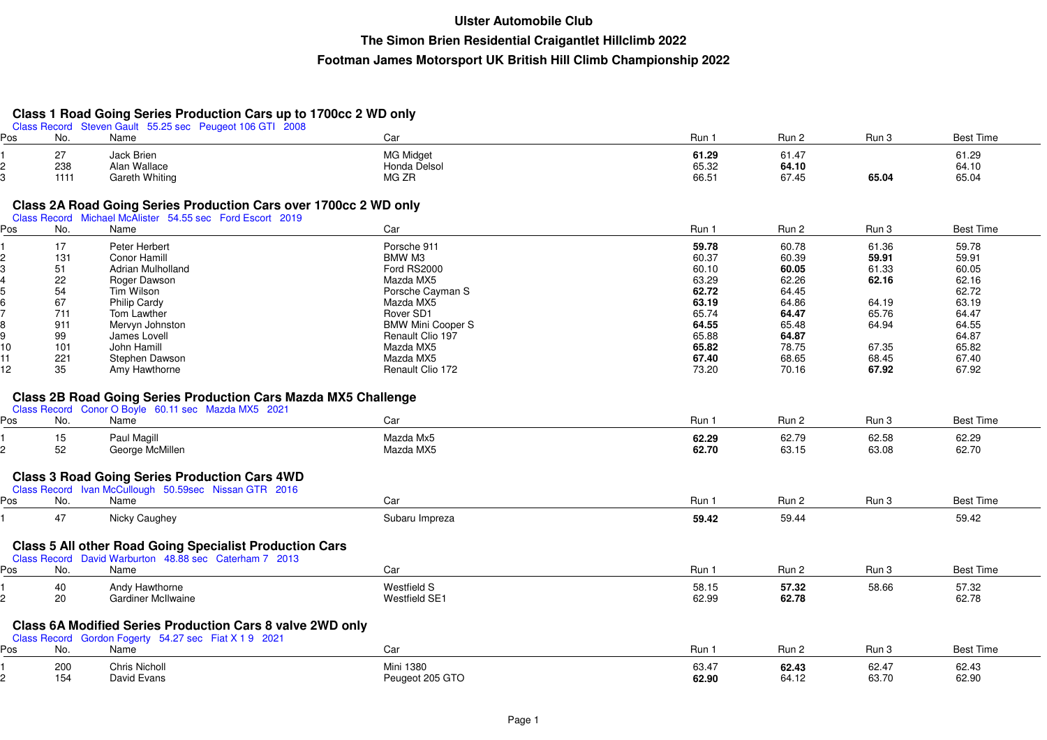# Ulster Automobile Club

## The Simon Brien Residential Craigantlet Hillclimb 2022

## Footman James Motorsport UK British Hill Climb Championship 2022

### Class 1 Road Going Series Production Cars up to 1700cc 2 WD only

Class Record Steven Gault 55.25 sec Peugeot 106 GTI 2008

| Pos | No. | Name | Car | Run 1 | Run 2 | Run 3 | Best Time |
|---|---|---|---|---|---|---|---|
| 1 | 27 | Jack Brien | MG Midget | **61.29** | 61.47 | | 61.29 |
| 2 | 238 | Alan Wallace | Honda Delsol | 65.32 | **64.10** | | 64.10 |
| 3 | 1111 | Gareth Whiting | MG ZR | 66.51 | 67.45 | **65.04** | 65.04 |

### Class 2A Road Going Series Production Cars over 1700cc 2 WD only

Class Record Michael McAlister 54.55 sec Ford Escort 2019

| Pos | No. | Name | Car | Run 1 | Run 2 | Run 3 | Best Time |
|---|---|---|---|---|---|---|---|
| 1 | 17 | Peter Herbert | Porsche 911 | **59.78** | 60.78 | 61.36 | 59.78 |
| 2 | 131 | Conor Hamill | BMW M3 | 60.37 | 60.39 | **59.91** | 59.91 |
| 3 | 51 | Adrian Mulholland | Ford RS2000 | 60.10 | **60.05** | 61.33 | 60.05 |
| 4 | 22 | Roger Dawson | Mazda MX5 | 63.29 | 62.26 | **62.16** | 62.16 |
| 5 | 54 | Tim Wilson | Porsche Cayman S | **62.72** | 64.45 | | 62.72 |
| 6 | 67 | Philip Cardy | Mazda MX5 | **63.19** | 64.86 | 64.19 | 63.19 |
| 7 | 711 | Tom Lawther | Rover SD1 | 65.74 | **64.47** | 65.76 | 64.47 |
| 8 | 911 | Mervyn Johnston | BMW Mini Cooper S | **64.55** | 65.48 | 64.94 | 64.55 |
| 9 | 99 | James Lovell | Renault Clio 197 | 65.88 | **64.87** | | 64.87 |
| 10 | 101 | John Hamill | Mazda MX5 | **65.82** | 78.75 | 67.35 | 65.82 |
| 11 | 221 | Stephen Dawson | Mazda MX5 | **67.40** | 68.65 | 68.45 | 67.40 |
| 12 | 35 | Amy Hawthorne | Renault Clio 172 | 73.20 | 70.16 | **67.92** | 67.92 |

### Class 2B Road Going Series Production Cars Mazda MX5 Challenge

Class Record Conor O Boyle 60.11 sec Mazda MX5 2021

| Pos | No. | Name | Car | Run 1 | Run 2 | Run 3 | Best Time |
|---|---|---|---|---|---|---|---|
| 1 | 15 | Paul Magill | Mazda Mx5 | **62.29** | 62.79 | 62.58 | 62.29 |
| 2 | 52 | George McMillen | Mazda MX5 | **62.70** | 63.15 | 63.08 | 62.70 |

### Class 3 Road Going Series Production Cars 4WD

Class Record Ivan McCullough 50.59sec Nissan GTR 2016

| Pos | No. | Name | Car | Run 1 | Run 2 | Run 3 | Best Time |
|---|---|---|---|---|---|---|---|
| 1 | 47 | Nicky Caughey | Subaru Impreza | **59.42** | 59.44 | | 59.42 |

### Class 5 All other Road Going Specialist Production Cars

Class Record David Warburton 48.88 sec Caterham 7 2013

| Pos | No. | Name | Car | Run 1 | Run 2 | Run 3 | Best Time |
|---|---|---|---|---|---|---|---|
| 1 | 40 | Andy Hawthorne | Westfield S | 58.15 | **57.32** | 58.66 | 57.32 |
| 2 | 20 | Gardiner McIlwaine | Westfield SE1 | 62.99 | **62.78** | | 62.78 |

### Class 6A Modified Series Production Cars 8 valve 2WD only

Class Record Gordon Fogerty 54.27 sec Fiat X 1 9 2021

| Pos | No. | Name | Car | Run 1 | Run 2 | Run 3 | Best Time |
|---|---|---|---|---|---|---|---|
| 1 | 200 | Chris Nicholl | Mini 1380 | 63.47 | **62.43** | 62.47 | 62.43 |
| 2 | 154 | David Evans | Peugeot 205 GTO | **62.90** | 64.12 | 63.70 | 62.90 |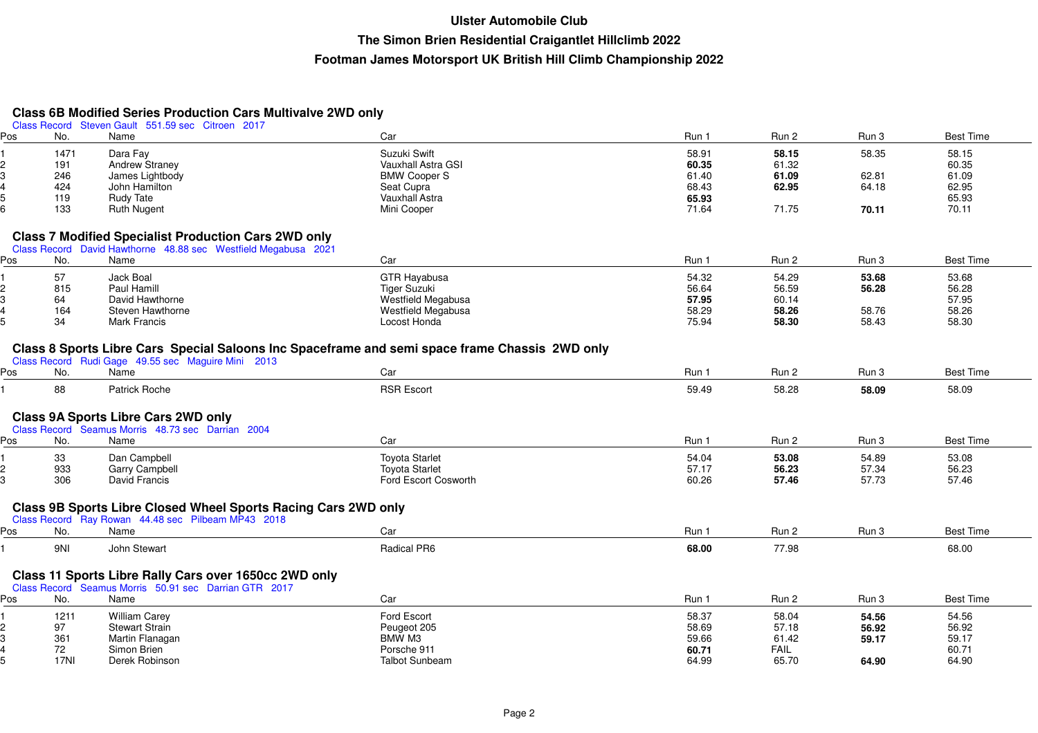# Ulster Automobile Club

## The Simon Brien Residential Craigantlet Hillclimb 2022

## Footman James Motorsport UK British Hill Climb Championship 2022

### Class 6B Modified Series Production Cars Multivalve 2WD only

Class Record Steven Gault 551.59 sec Citroen 2017

| Pos | No. | Name | Car | Run 1 | Run 2 | Run 3 | Best Time |
|---|---|---|---|---|---|---|---|
| 1 | 1471 | Dara Fay | Suzuki Swift | 58.91 | **58.15** | 58.35 | 58.15 |
| 2 | 191 | Andrew Straney | Vauxhall Astra GSI | **60.35** | 61.32 | | 60.35 |
| 3 | 246 | James Lightbody | BMW Cooper S | 61.40 | **61.09** | 62.81 | 61.09 |
| 4 | 424 | John Hamilton | Seat Cupra | 68.43 | **62.95** | 64.18 | 62.95 |
| 5 | 119 | Rudy Tate | Vauxhall Astra | **65.93** | | | 65.93 |
| 6 | 133 | Ruth Nugent | Mini Cooper | 71.64 | 71.75 | **70.11** | 70.11 |

### Class 7 Modified Specialist Production Cars 2WD only

Class Record David Hawthorne 48.88 sec Westfield Megabusa 2021

| Pos | No. | Name | Car | Run 1 | Run 2 | Run 3 | Best Time |
|---|---|---|---|---|---|---|---|
| 1 | 57 | Jack Boal | GTR Hayabusa | 54.32 | 54.29 | **53.68** | 53.68 |
| 2 | 815 | Paul Hamill | Tiger Suzuki | 56.64 | 56.59 | **56.28** | 56.28 |
| 3 | 64 | David Hawthorne | Westfield Megabusa | **57.95** | 60.14 | | 57.95 |
| 4 | 164 | Steven Hawthorne | Westfield Megabusa | 58.29 | **58.26** | 58.76 | 58.26 |
| 5 | 34 | Mark Francis | Locost Honda | 75.94 | **58.30** | 58.43 | 58.30 |

### Class 8 Sports Libre Cars Special Saloons Inc Spaceframe and semi space frame Chassis 2WD only

Class Record Rudi Gage 49.55 sec Maguire Mini 2013

| Pos | No. | Name | Car | Run 1 | Run 2 | Run 3 | Best Time |
|---|---|---|---|---|---|---|---|
| 1 | 88 | Patrick Roche | RSR Escort | 59.49 | 58.28 | **58.09** | 58.09 |

### Class 9A Sports Libre Cars 2WD only

Class Record Seamus Morris 48.73 sec Darrian 2004

| Pos | No. | Name | Car | Run 1 | Run 2 | Run 3 | Best Time |
|---|---|---|---|---|---|---|---|
| 1 | 33 | Dan Campbell | Toyota Starlet | 54.04 | **53.08** | 54.89 | 53.08 |
| 2 | 933 | Garry Campbell | Toyota Starlet | 57.17 | **56.23** | 57.34 | 56.23 |
| 3 | 306 | David Francis | Ford Escort Cosworth | 60.26 | **57.46** | 57.73 | 57.46 |

### Class 9B Sports Libre Closed Wheel Sports Racing Cars 2WD only

Class Record Ray Rowan 44.48 sec Pilbeam MP43 2018

| Pos | No. | Name | Car | Run 1 | Run 2 | Run 3 | Best Time |
|---|---|---|---|---|---|---|---|
| 1 | 9NI | John Stewart | Radical PR6 | **68.00** | 77.98 | | 68.00 |

### Class 11 Sports Libre Rally Cars over 1650cc 2WD only

Class Record Seamus Morris 50.91 sec Darrian GTR 2017

| Pos | No. | Name | Car | Run 1 | Run 2 | Run 3 | Best Time |
|---|---|---|---|---|---|---|---|
| 1 | 1211 | William Carey | Ford Escort | 58.37 | 58.04 | **54.56** | 54.56 |
| 2 | 97 | Stewart Strain | Peugeot 205 | 58.69 | 57.18 | **56.92** | 56.92 |
| 3 | 361 | Martin Flanagan | BMW M3 | 59.66 | 61.42 | **59.17** | 59.17 |
| 4 | 72 | Simon Brien | Porsche 911 | **60.71** | FAIL | | 60.71 |
| 5 | 17NI | Derek Robinson | Talbot Sunbeam | 64.99 | 65.70 | **64.90** | 64.90 |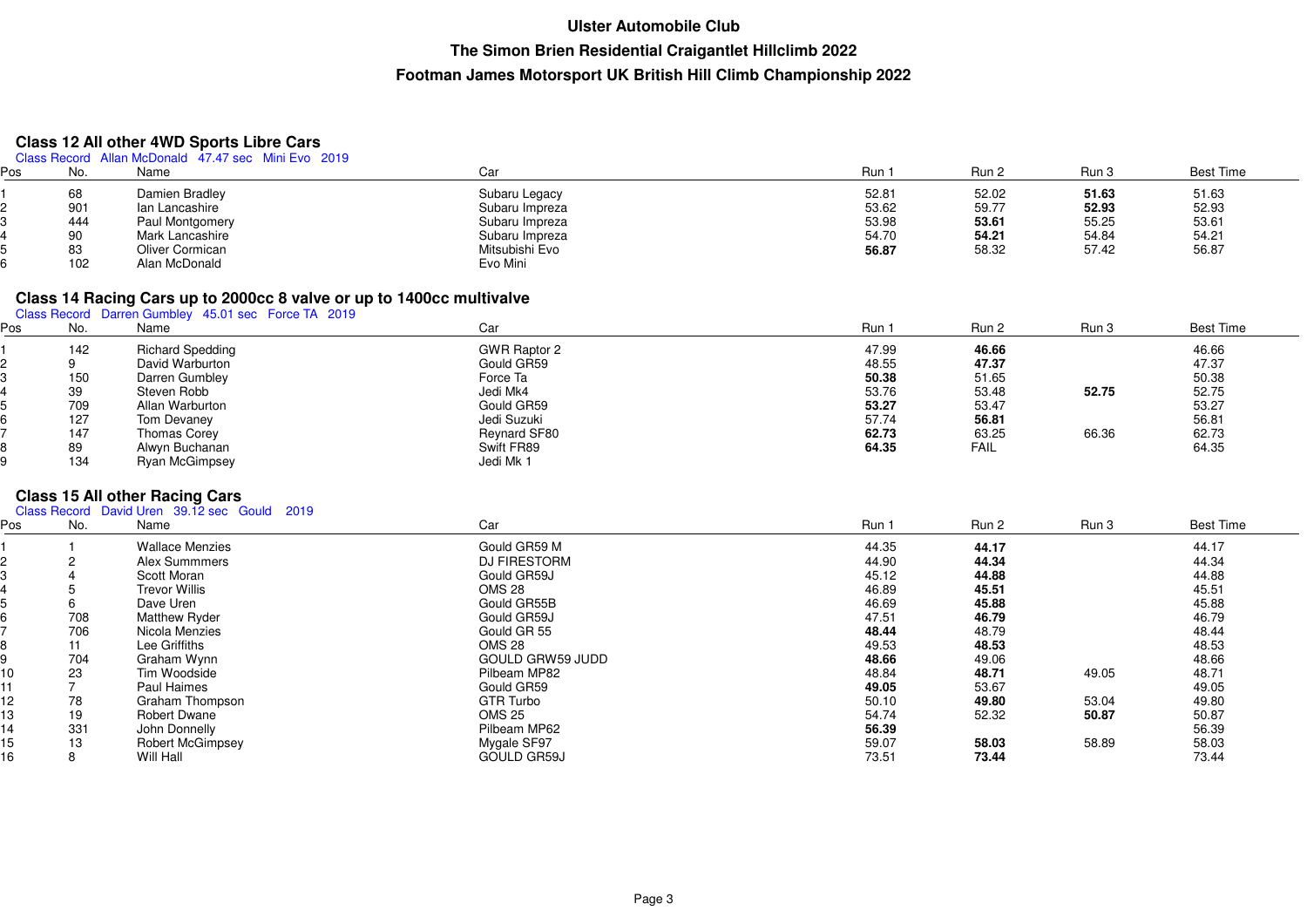# Ulster Automobile Club

## The Simon Brien Residential Craigantlet Hillclimb 2022

## Footman James Motorsport UK British Hill Climb Championship 2022

### Class 12 All other 4WD Sports Libre Cars

Class Record Allan McDonald 47.47 sec Mini Evo 2019

| Pos | No. | Name | Car | Run 1 | Run 2 | Run 3 | Best Time |
|---|---|---|---|---|---|---|---|
| 1 | 68 | Damien Bradley | Subaru Legacy | 52.81 | 52.02 | **51.63** | 51.63 |
| 2 | 901 | Ian Lancashire | Subaru Impreza | 53.62 | 59.77 | **52.93** | 52.93 |
| 3 | 444 | Paul Montgomery | Subaru Impreza | 53.98 | **53.61** | 55.25 | 53.61 |
| 4 | 90 | Mark Lancashire | Subaru Impreza | 54.70 | **54.21** | 54.84 | 54.21 |
| 5 | 83 | Oliver Cormican | Mitsubishi Evo | **56.87** | 58.32 | 57.42 | 56.87 |
| 6 | 102 | Alan McDonald | Evo Mini | | | | |

### Class 14 Racing Cars up to 2000cc 8 valve or up to 1400cc multivalve

Class Record Darren Gumbley 45.01 sec Force TA 2019

| Pos | No. | Name | Car | Run 1 | Run 2 | Run 3 | Best Time |
|---|---|---|---|---|---|---|---|
| 1 | 142 | Richard Spedding | GWR Raptor 2 | 47.99 | **46.66** | | 46.66 |
| 2 | 9 | David Warburton | Gould GR59 | 48.55 | **47.37** | | 47.37 |
| 3 | 150 | Darren Gumbley | Force Ta | **50.38** | 51.65 | | 50.38 |
| 4 | 39 | Steven Robb | Jedi Mk4 | 53.76 | 53.48 | **52.75** | 52.75 |
| 5 | 709 | Allan Warburton | Gould GR59 | **53.27** | 53.47 | | 53.27 |
| 6 | 127 | Tom Devaney | Jedi Suzuki | 57.74 | **56.81** | | 56.81 |
| 7 | 147 | Thomas Corey | Reynard SF80 | **62.73** | 63.25 | 66.36 | 62.73 |
| 8 | 89 | Alwyn Buchanan | Swift FR89 | **64.35** | FAIL | | 64.35 |
| 9 | 134 | Ryan McGimpsey | Jedi Mk 1 | | | | |

### Class 15 All other Racing Cars

Class Record David Uren 39.12 sec Gould 2019

| Pos | No. | Name | Car | Run 1 | Run 2 | Run 3 | Best Time |
|---|---|---|---|---|---|---|---|
| 1 | 1 | Wallace Menzies | Gould GR59 M | 44.35 | **44.17** | | 44.17 |
| 2 | 2 | Alex Summmers | DJ FIRESTORM | 44.90 | **44.34** | | 44.34 |
| 3 | 4 | Scott Moran | Gould GR59J | 45.12 | **44.88** | | 44.88 |
| 4 | 5 | Trevor Willis | OMS 28 | 46.89 | **45.51** | | 45.51 |
| 5 | 6 | Dave Uren | Gould GR55B | 46.69 | **45.88** | | 45.88 |
| 6 | 708 | Matthew Ryder | Gould GR59J | 47.51 | **46.79** | | 46.79 |
| 7 | 706 | Nicola Menzies | Gould GR 55 | **48.44** | 48.79 | | 48.44 |
| 8 | 11 | Lee Griffiths | OMS 28 | 49.53 | **48.53** | | 48.53 |
| 9 | 704 | Graham Wynn | GOULD GRW59 JUDD | **48.66** | 49.06 | | 48.66 |
| 10 | 23 | Tim Woodside | Pilbeam MP82 | 48.84 | **48.71** | 49.05 | 48.71 |
| 11 | 7 | Paul Haimes | Gould GR59 | **49.05** | 53.67 | | 49.05 |
| 12 | 78 | Graham Thompson | GTR Turbo | 50.10 | **49.80** | 53.04 | 49.80 |
| 13 | 19 | Robert Dwane | OMS 25 | 54.74 | 52.32 | **50.87** | 50.87 |
| 14 | 331 | John Donnelly | Pilbeam MP62 | **56.39** | | | 56.39 |
| 15 | 13 | Robert McGimpsey | Mygale SF97 | 59.07 | **58.03** | 58.89 | 58.03 |
| 16 | 8 | Will Hall | GOULD GR59J | 73.51 | **73.44** | | 73.44 |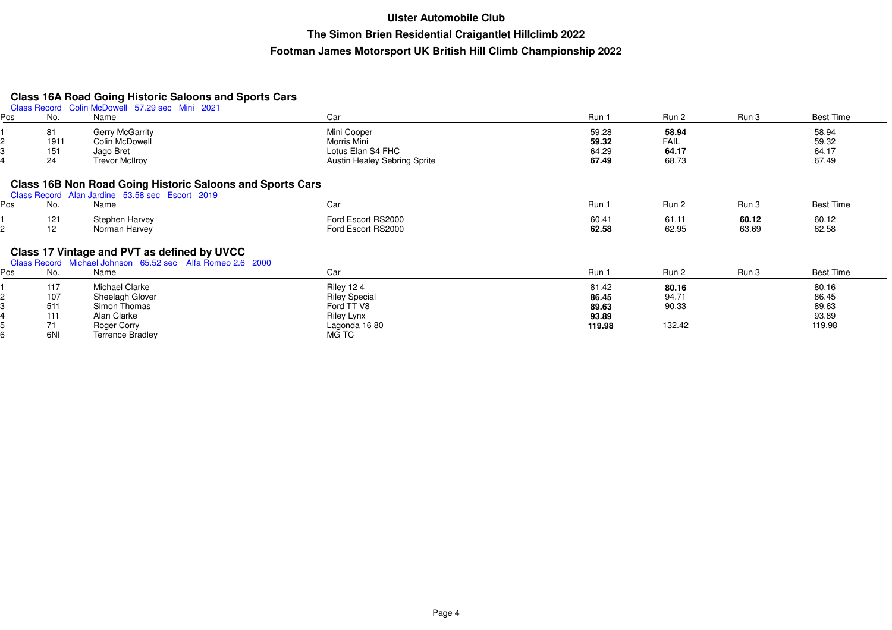# Ulster Automobile Club

## The Simon Brien Residential Craigantlet Hillclimb 2022

## Footman James Motorsport UK British Hill Climb Championship 2022

### Class 16A Road Going Historic Saloons and Sports Cars

Class Record Colin McDowell 57.29 sec Mini 2021

| Pos | No. | Name | Car | Run 1 | Run 2 | Run 3 | Best Time |
|---|---|---|---|---|---|---|---|
| 1 | 81 | Gerry McGarrity | Mini Cooper | 59.28 | **58.94** | | 58.94 |
| 2 | 1911 | Colin McDowell | Morris Mini | **59.32** | FAIL | | 59.32 |
| 3 | 151 | Jago Bret | Lotus Elan S4 FHC | 64.29 | **64.17** | | 64.17 |
| 4 | 24 | Trevor McIlroy | Austin Healey Sebring Sprite | **67.49** | 68.73 | | 67.49 |

### Class 16B Non Road Going Historic Saloons and Sports Cars

Class Record Alan Jardine 53.58 sec Escort 2019

| Pos | No. | Name | Car | Run 1 | Run 2 | Run 3 | Best Time |
|---|---|---|---|---|---|---|---|
| 1 | 121 | Stephen Harvey | Ford Escort RS2000 | 60.41 | 61.11 | **60.12** | 60.12 |
| 2 | 12 | Norman Harvey | Ford Escort RS2000 | **62.58** | 62.95 | 63.69 | 62.58 |

### Class 17 Vintage and PVT as defined by UVCC

Class Record Michael Johnson 65.52 sec Alfa Romeo 2.6 2000

| Pos | No. | Name | Car | Run 1 | Run 2 | Run 3 | Best Time |
|---|---|---|---|---|---|---|---|
| 1 | 117 | Michael Clarke | Riley 12 4 | 81.42 | **80.16** | | 80.16 |
| 2 | 107 | Sheelagh Glover | Riley Special | **86.45** | 94.71 | | 86.45 |
| 3 | 511 | Simon Thomas | Ford TT V8 | **89.63** | 90.33 | | 89.63 |
| 4 | 111 | Alan Clarke | Riley Lynx | **93.89** | | | 93.89 |
| 5 | 71 | Roger Corry | Lagonda 16 80 | **119.98** | 132.42 | | 119.98 |
| 6 | 6NI | Terrence Bradley | MG TC | | | | |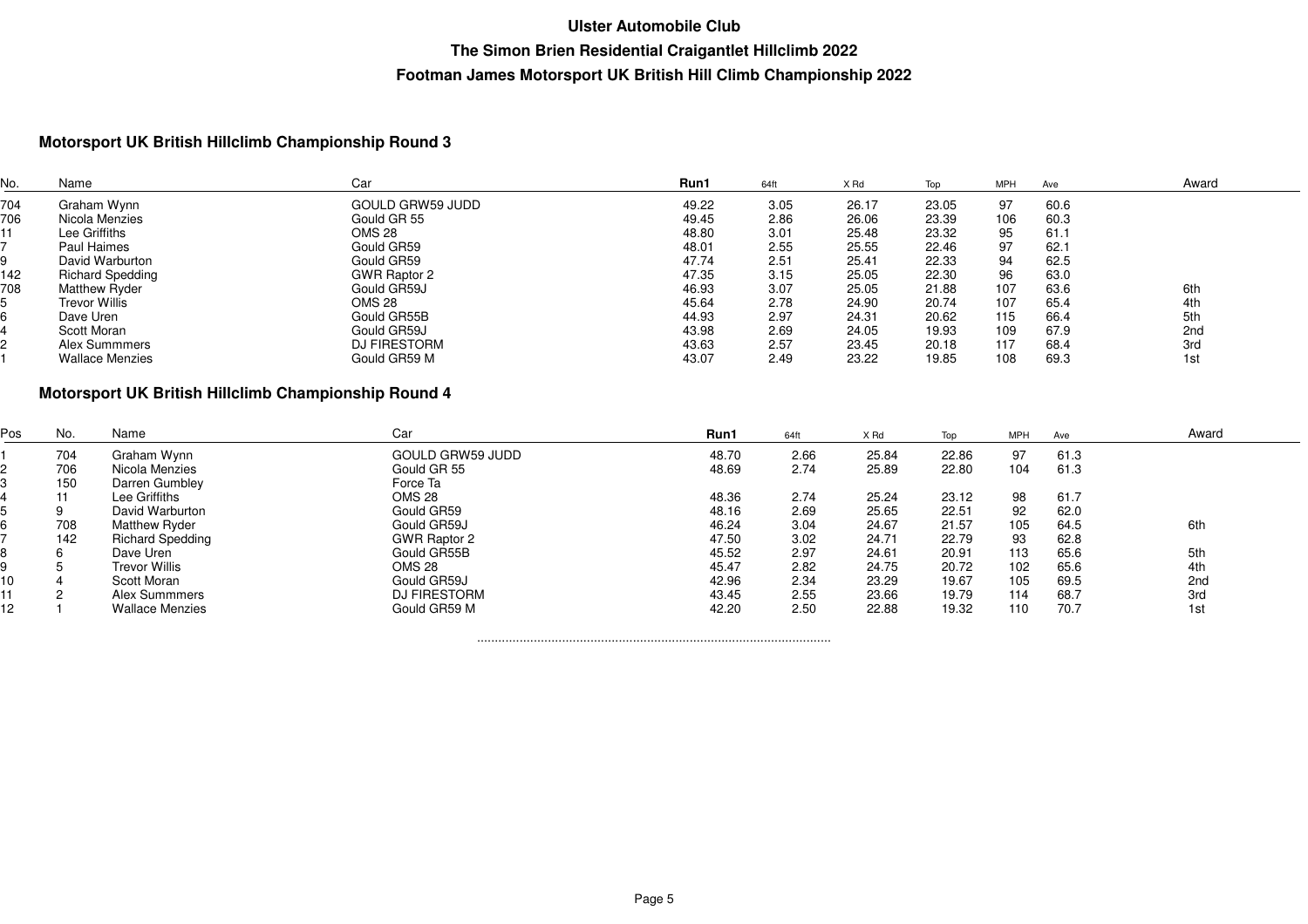# Ulster Automobile Club

## The Simon Brien Residential Craigantlet Hillclimb 2022

## Footman James Motorsport UK British Hill Climb Championship 2022

### Motorsport UK British Hillclimb Championship Round 3

| No. | Name | Car | Run1 | 64ft | X Rd | Top | MPH | Ave | Award |
|---|---|---|---|---|---|---|---|---|---|
| 704 | Graham Wynn | GOULD GRW59 JUDD | 49.22 | 3.05 | 26.17 | 23.05 | 97 | 60.6 | |
| 706 | Nicola Menzies | Gould GR 55 | 49.45 | 2.86 | 26.06 | 23.39 | 106 | 60.3 | |
| 11 | Lee Griffiths | OMS 28 | 48.80 | 3.01 | 25.48 | 23.32 | 95 | 61.1 | |
| 7 | Paul Haimes | Gould GR59 | 48.01 | 2.55 | 25.55 | 22.46 | 97 | 62.1 | |
| 9 | David Warburton | Gould GR59 | 47.74 | 2.51 | 25.41 | 22.33 | 94 | 62.5 | |
| 142 | Richard Spedding | GWR Raptor 2 | 47.35 | 3.15 | 25.05 | 22.30 | 96 | 63.0 | |
| 708 | Matthew Ryder | Gould GR59J | 46.93 | 3.07 | 25.05 | 21.88 | 107 | 63.6 | 6th |
| 5 | Trevor Willis | OMS 28 | 45.64 | 2.78 | 24.90 | 20.74 | 107 | 65.4 | 4th |
| 6 | Dave Uren | Gould GR55B | 44.93 | 2.97 | 24.31 | 20.62 | 115 | 66.4 | 5th |
| 4 | Scott Moran | Gould GR59J | 43.98 | 2.69 | 24.05 | 19.93 | 109 | 67.9 | 2nd |
| 2 | Alex Summmers | DJ FIRESTORM | 43.63 | 2.57 | 23.45 | 20.18 | 117 | 68.4 | 3rd |
| 1 | Wallace Menzies | Gould GR59 M | 43.07 | 2.49 | 23.22 | 19.85 | 108 | 69.3 | 1st |

### Motorsport UK British Hillclimb Championship Round 4

| Pos | No. | Name | Car | Run1 | 64ft | X Rd | Top | MPH | Ave | Award |
|---|---|---|---|---|---|---|---|---|---|---|
| 1 | 704 | Graham Wynn | GOULD GRW59 JUDD | 48.70 | 2.66 | 25.84 | 22.86 | 97 | 61.3 | |
| 2 | 706 | Nicola Menzies | Gould GR 55 | 48.69 | 2.74 | 25.89 | 22.80 | 104 | 61.3 | |
| 3 | 150 | Darren Gumbley | Force Ta | | | | | | | |
| 4 | 11 | Lee Griffiths | OMS 28 | 48.36 | 2.74 | 25.24 | 23.12 | 98 | 61.7 | |
| 5 | 9 | David Warburton | Gould GR59 | 48.16 | 2.69 | 25.65 | 22.51 | 92 | 62.0 | |
| 6 | 708 | Matthew Ryder | Gould GR59J | 46.24 | 3.04 | 24.67 | 21.57 | 105 | 64.5 | 6th |
| 7 | 142 | Richard Spedding | GWR Raptor 2 | 47.50 | 3.02 | 24.71 | 22.79 | 93 | 62.8 | |
| 8 | 6 | Dave Uren | Gould GR55B | 45.52 | 2.97 | 24.61 | 20.91 | 113 | 65.6 | 5th |
| 9 | 5 | Trevor Willis | OMS 28 | 45.47 | 2.82 | 24.75 | 20.72 | 102 | 65.6 | 4th |
| 10 | 4 | Scott Moran | Gould GR59J | 42.96 | 2.34 | 23.29 | 19.67 | 105 | 69.5 | 2nd |
| 11 | 2 | Alex Summmers | DJ FIRESTORM | 43.45 | 2.55 | 23.66 | 19.79 | 114 | 68.7 | 3rd |
| 12 | 1 | Wallace Menzies | Gould GR59 M | 42.20 | 2.50 | 22.88 | 19.32 | 110 | 70.7 | 1st |

.....................................................................................................